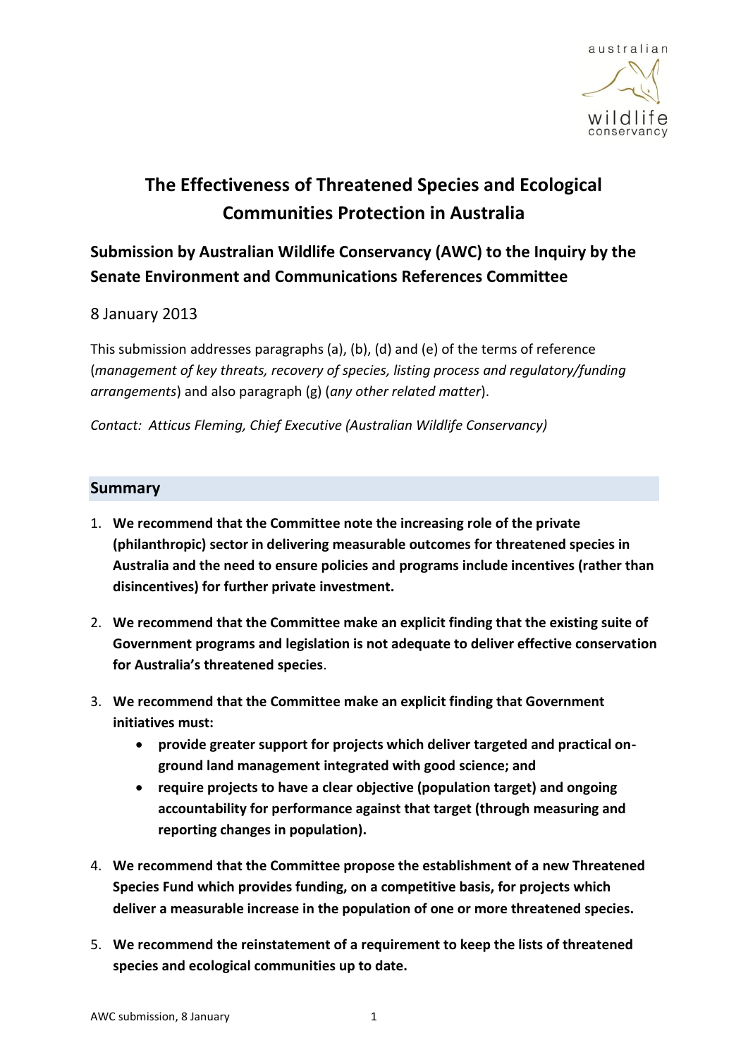australian wildlife conservancy

# The Effectiveness of Threatened Species and Ecological Communities Protection in Australia

## Submission by Australian Wildlife Conservancy (AWC) to the Inquiry by the Senate Environment and Communications References Committee

8 January 2013

This submission addresses paragraphs (a), (b), (d) and (e) of the terms of reference (*management of key threats, recovery of species, listing process and regulatory/funding arrangements*) and also paragraph (g) (*any other related matter*).

*Contact: Atticus Fleming, Chief Executive (Australian Wildlife Conservancy)*

## Summary

1. **We recommend that the Committee note the increasing role of the private (philanthropic) sector in delivering measurable outcomes for threatened species in Australia and the need to ensure policies and programs include incentives (rather than disincentives) for further private investment.**

2. **We recommend that the Committee make an explicit finding that the existing suite of Government programs and legislation is not adequate to deliver effective conservation for Australia's threatened species**.

3. **We recommend that the Committee make an explicit finding that Government initiatives must:**
   - **provide greater support for projects which deliver targeted and practical on-ground land management integrated with good science; and**
   - **require projects to have a clear objective (population target) and ongoing accountability for performance against that target (through measuring and reporting changes in population).**

4. **We recommend that the Committee propose the establishment of a new Threatened Species Fund which provides funding, on a competitive basis, for projects which deliver a measurable increase in the population of one or more threatened species.**

5. **We recommend the reinstatement of a requirement to keep the lists of threatened species and ecological communities up to date.**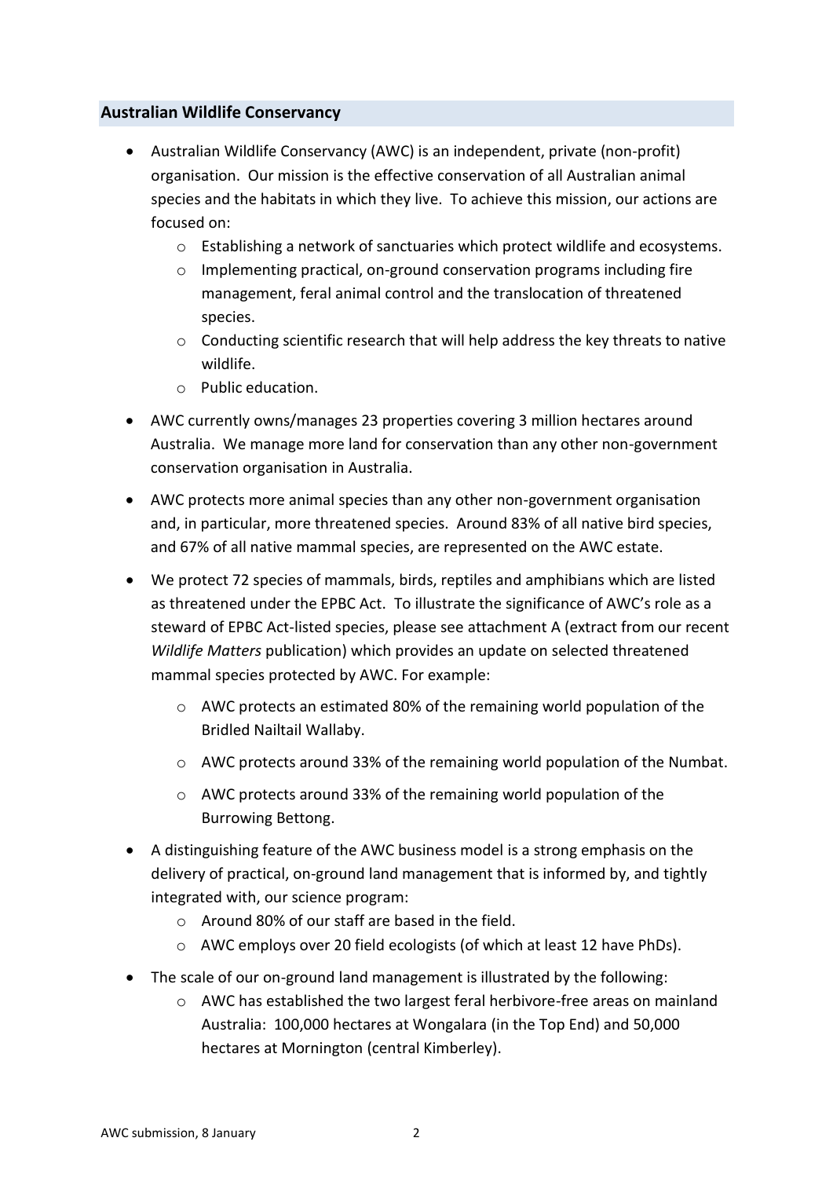## Australian Wildlife Conservancy

- Australian Wildlife Conservancy (AWC) is an independent, private (non-profit) organisation. Our mission is the effective conservation of all Australian animal species and the habitats in which they live. To achieve this mission, our actions are focused on:
  - Establishing a network of sanctuaries which protect wildlife and ecosystems.
  - Implementing practical, on-ground conservation programs including fire management, feral animal control and the translocation of threatened species.
  - Conducting scientific research that will help address the key threats to native wildlife.
  - Public education.
- AWC currently owns/manages 23 properties covering 3 million hectares around Australia. We manage more land for conservation than any other non-government conservation organisation in Australia.
- AWC protects more animal species than any other non-government organisation and, in particular, more threatened species. Around 83% of all native bird species, and 67% of all native mammal species, are represented on the AWC estate.
- We protect 72 species of mammals, birds, reptiles and amphibians which are listed as threatened under the EPBC Act. To illustrate the significance of AWC's role as a steward of EPBC Act-listed species, please see attachment A (extract from our recent *Wildlife Matters* publication) which provides an update on selected threatened mammal species protected by AWC. For example:
  - AWC protects an estimated 80% of the remaining world population of the Bridled Nailtail Wallaby.
  - AWC protects around 33% of the remaining world population of the Numbat.
  - AWC protects around 33% of the remaining world population of the Burrowing Bettong.
- A distinguishing feature of the AWC business model is a strong emphasis on the delivery of practical, on-ground land management that is informed by, and tightly integrated with, our science program:
  - Around 80% of our staff are based in the field.
  - AWC employs over 20 field ecologists (of which at least 12 have PhDs).
- The scale of our on-ground land management is illustrated by the following:
  - AWC has established the two largest feral herbivore-free areas on mainland Australia: 100,000 hectares at Wongalara (in the Top End) and 50,000 hectares at Mornington (central Kimberley).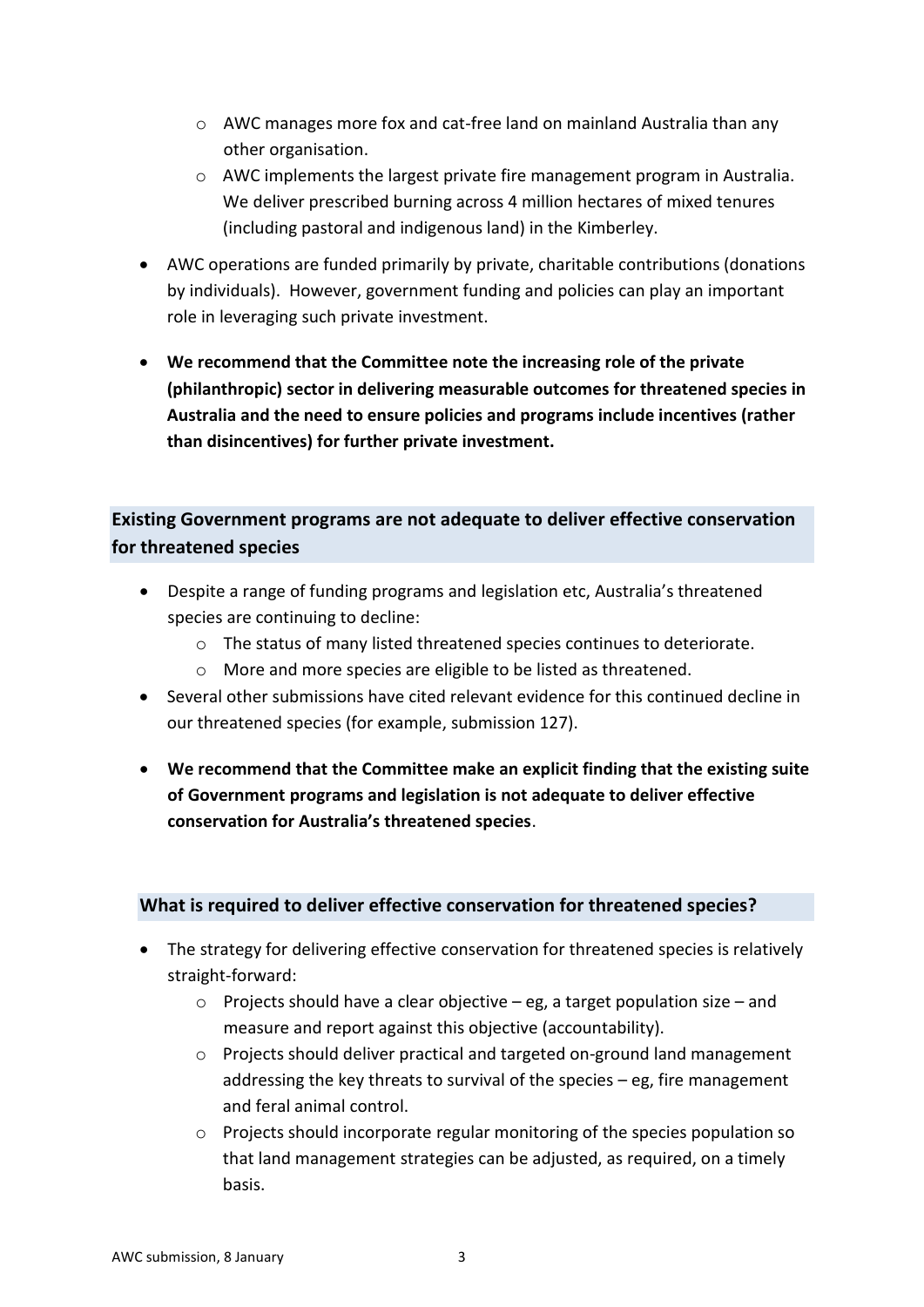- AWC manages more fox and cat-free land on mainland Australia than any other organisation.
  - AWC implements the largest private fire management program in Australia. We deliver prescribed burning across 4 million hectares of mixed tenures (including pastoral and indigenous land) in the Kimberley.
- AWC operations are funded primarily by private, charitable contributions (donations by individuals). However, government funding and policies can play an important role in leveraging such private investment.
- **We recommend that the Committee note the increasing role of the private (philanthropic) sector in delivering measurable outcomes for threatened species in Australia and the need to ensure policies and programs include incentives (rather than disincentives) for further private investment.**

## Existing Government programs are not adequate to deliver effective conservation for threatened species

- Despite a range of funding programs and legislation etc, Australia's threatened species are continuing to decline:
  - The status of many listed threatened species continues to deteriorate.
  - More and more species are eligible to be listed as threatened.
- Several other submissions have cited relevant evidence for this continued decline in our threatened species (for example, submission 127).
- **We recommend that the Committee make an explicit finding that the existing suite of Government programs and legislation is not adequate to deliver effective conservation for Australia's threatened species**.

## What is required to deliver effective conservation for threatened species?

- The strategy for delivering effective conservation for threatened species is relatively straight-forward:
  - Projects should have a clear objective – eg, a target population size – and measure and report against this objective (accountability).
  - Projects should deliver practical and targeted on-ground land management addressing the key threats to survival of the species – eg, fire management and feral animal control.
  - Projects should incorporate regular monitoring of the species population so that land management strategies can be adjusted, as required, on a timely basis.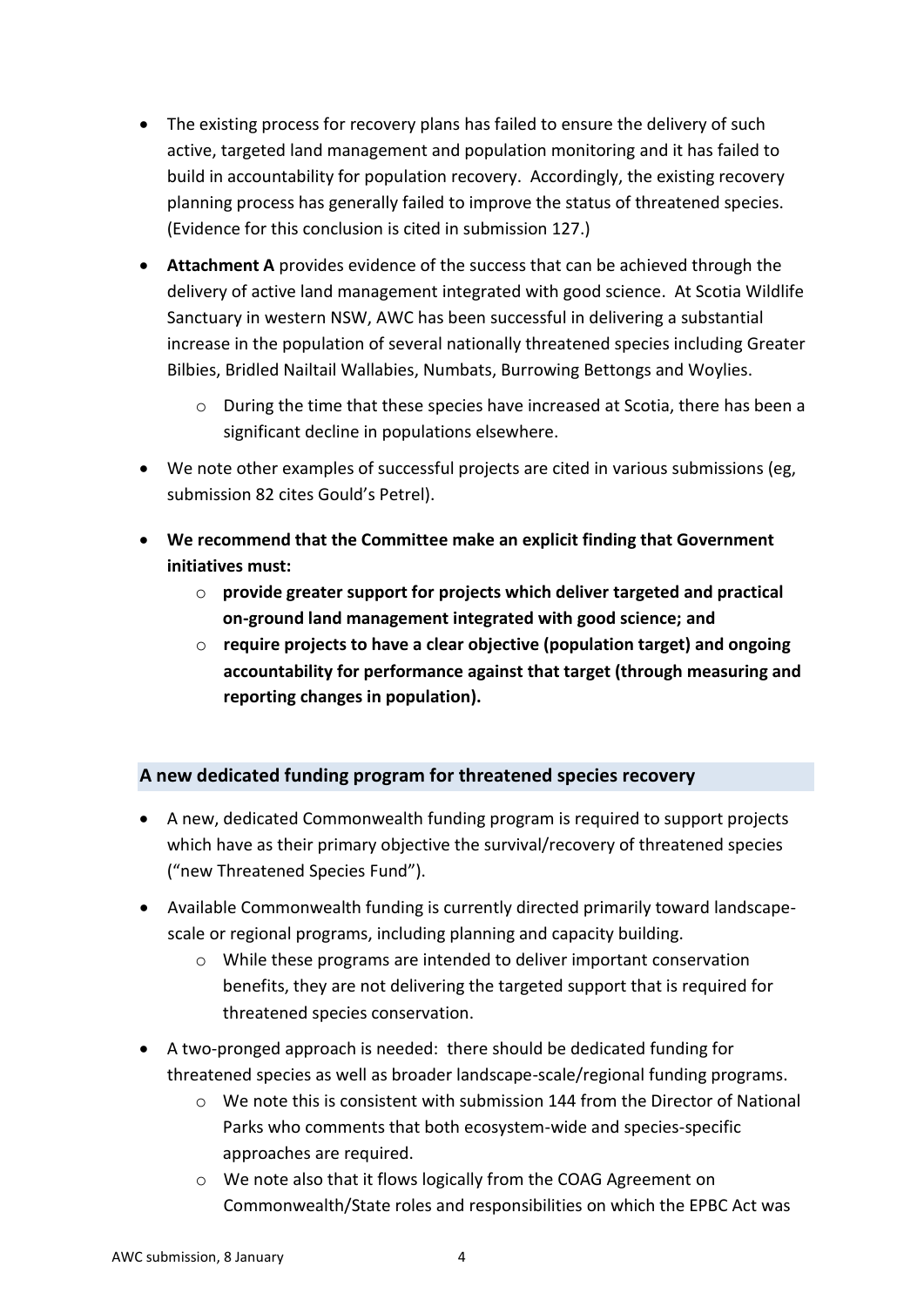- The existing process for recovery plans has failed to ensure the delivery of such active, targeted land management and population monitoring and it has failed to build in accountability for population recovery. Accordingly, the existing recovery planning process has generally failed to improve the status of threatened species. (Evidence for this conclusion is cited in submission 127.)
- **Attachment A** provides evidence of the success that can be achieved through the delivery of active land management integrated with good science. At Scotia Wildlife Sanctuary in western NSW, AWC has been successful in delivering a substantial increase in the population of several nationally threatened species including Greater Bilbies, Bridled Nailtail Wallabies, Numbats, Burrowing Bettongs and Woylies.
    - During the time that these species have increased at Scotia, there has been a significant decline in populations elsewhere.
- We note other examples of successful projects are cited in various submissions (eg, submission 82 cites Gould's Petrel).
- **We recommend that the Committee make an explicit finding that Government initiatives must:**
    - **provide greater support for projects which deliver targeted and practical on-ground land management integrated with good science; and**
    - **require projects to have a clear objective (population target) and ongoing accountability for performance against that target (through measuring and reporting changes in population).**

## A new dedicated funding program for threatened species recovery

- A new, dedicated Commonwealth funding program is required to support projects which have as their primary objective the survival/recovery of threatened species ("new Threatened Species Fund").
- Available Commonwealth funding is currently directed primarily toward landscape-scale or regional programs, including planning and capacity building.
    - While these programs are intended to deliver important conservation benefits, they are not delivering the targeted support that is required for threatened species conservation.
- A two-pronged approach is needed: there should be dedicated funding for threatened species as well as broader landscape-scale/regional funding programs.
    - We note this is consistent with submission 144 from the Director of National Parks who comments that both ecosystem-wide and species-specific approaches are required.
    - We note also that it flows logically from the COAG Agreement on Commonwealth/State roles and responsibilities on which the EPBC Act was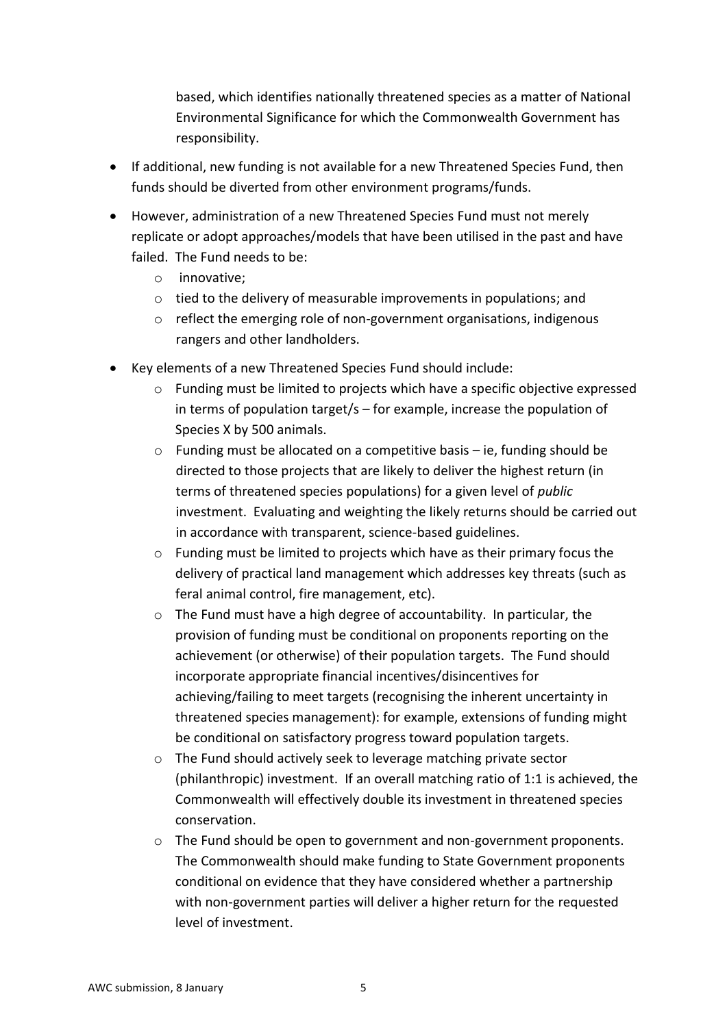based, which identifies nationally threatened species as a matter of National Environmental Significance for which the Commonwealth Government has responsibility.

- If additional, new funding is not available for a new Threatened Species Fund, then funds should be diverted from other environment programs/funds.
- However, administration of a new Threatened Species Fund must not merely replicate or adopt approaches/models that have been utilised in the past and have failed. The Fund needs to be:
  - innovative;
  - tied to the delivery of measurable improvements in populations; and
  - reflect the emerging role of non-government organisations, indigenous rangers and other landholders.
- Key elements of a new Threatened Species Fund should include:
  - Funding must be limited to projects which have a specific objective expressed in terms of population target/s – for example, increase the population of Species X by 500 animals.
  - Funding must be allocated on a competitive basis – ie, funding should be directed to those projects that are likely to deliver the highest return (in terms of threatened species populations) for a given level of *public* investment. Evaluating and weighting the likely returns should be carried out in accordance with transparent, science-based guidelines.
  - Funding must be limited to projects which have as their primary focus the delivery of practical land management which addresses key threats (such as feral animal control, fire management, etc).
  - The Fund must have a high degree of accountability. In particular, the provision of funding must be conditional on proponents reporting on the achievement (or otherwise) of their population targets. The Fund should incorporate appropriate financial incentives/disincentives for achieving/failing to meet targets (recognising the inherent uncertainty in threatened species management): for example, extensions of funding might be conditional on satisfactory progress toward population targets.
  - The Fund should actively seek to leverage matching private sector (philanthropic) investment. If an overall matching ratio of 1:1 is achieved, the Commonwealth will effectively double its investment in threatened species conservation.
  - The Fund should be open to government and non-government proponents. The Commonwealth should make funding to State Government proponents conditional on evidence that they have considered whether a partnership with non-government parties will deliver a higher return for the requested level of investment.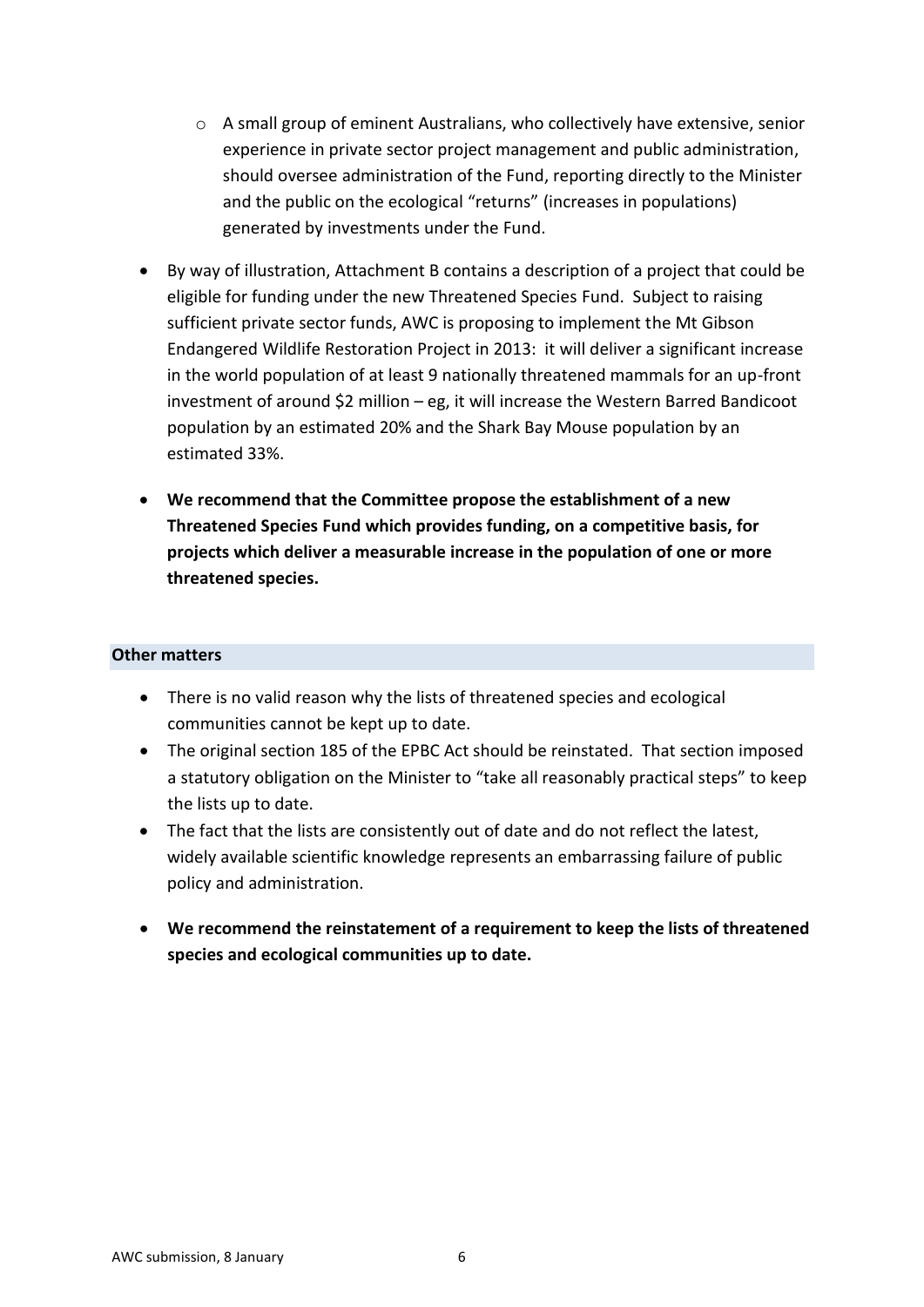- A small group of eminent Australians, who collectively have extensive, senior experience in private sector project management and public administration, should oversee administration of the Fund, reporting directly to the Minister and the public on the ecological "returns" (increases in populations) generated by investments under the Fund.

- By way of illustration, Attachment B contains a description of a project that could be eligible for funding under the new Threatened Species Fund. Subject to raising sufficient private sector funds, AWC is proposing to implement the Mt Gibson Endangered Wildlife Restoration Project in 2013: it will deliver a significant increase in the world population of at least 9 nationally threatened mammals for an up-front investment of around $2 million – eg, it will increase the Western Barred Bandicoot population by an estimated 20% and the Shark Bay Mouse population by an estimated 33%.

- **We recommend that the Committee propose the establishment of a new Threatened Species Fund which provides funding, on a competitive basis, for projects which deliver a measurable increase in the population of one or more threatened species.**

## Other matters

- There is no valid reason why the lists of threatened species and ecological communities cannot be kept up to date.
- The original section 185 of the EPBC Act should be reinstated. That section imposed a statutory obligation on the Minister to "take all reasonably practical steps" to keep the lists up to date.
- The fact that the lists are consistently out of date and do not reflect the latest, widely available scientific knowledge represents an embarrassing failure of public policy and administration.

- **We recommend the reinstatement of a requirement to keep the lists of threatened species and ecological communities up to date.**